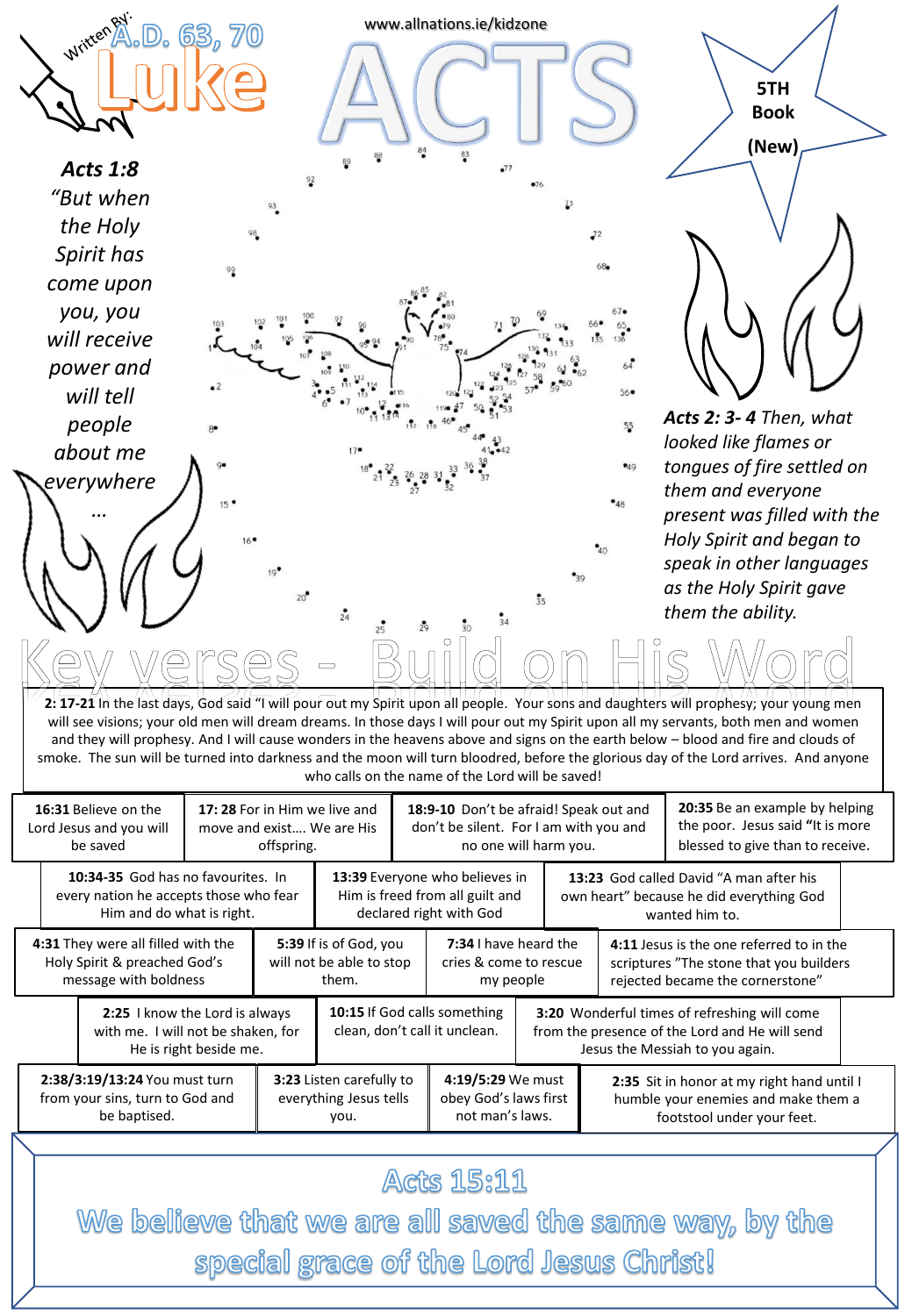Written By: A.D. 63, 70

# Luke

www.allnations.ie/kidzone

# ACTS

5TH Book (New)

***Acts 1:8*** *"But when the Holy Spirit has come upon you, you will receive power and will tell people about me everywhere …*

***Acts 2: 3- 4*** *Then, what looked like flames or tongues of fire settled on them and everyone present was filled with the Holy Spirit and began to speak in other languages as the Holy Spirit gave them the ability.*

## Key verses - Build on His Word

**2: 17-21** In the last days, God said "I will pour out my Spirit upon all people. Your sons and daughters will prophesy; your young men will see visions; your old men will dream dreams. In those days I will pour out my Spirit upon all my servants, both men and women and they will prophesy. And I will cause wonders in the heavens above and signs on the earth below – blood and fire and clouds of smoke. The sun will be turned into darkness and the moon will turn bloodred, before the glorious day of the Lord arrives. And anyone who calls on the name of the Lord will be saved!

**16:31** Believe on the Lord Jesus and you will be saved

**17: 28** For in Him we live and move and exist…. We are His offspring.

**18:9-10** Don't be afraid! Speak out and don't be silent. For I am with you and no one will harm you.

**20:35** Be an example by helping the poor. Jesus said "It is more blessed to give than to receive.

**10:34-35** God has no favourites. In every nation he accepts those who fear Him and do what is right.

**13:39** Everyone who believes in Him is freed from all guilt and declared right with God

**13:23** God called David "A man after his own heart" because he did everything God wanted him to.

**4:31** They were all filled with the Holy Spirit & preached God's message with boldness

**5:39** If is of God, you will not be able to stop them.

**7:34** I have heard the cries & come to rescue my people

**4:11** Jesus is the one referred to in the scriptures "The stone that you builders rejected became the cornerstone"

**2:25** I know the Lord is always with me. I will not be shaken, for He is right beside me.

**10:15** If God calls something clean, don't call it unclean.

**3:20** Wonderful times of refreshing will come from the presence of the Lord and He will send Jesus the Messiah to you again.

**2:38/3:19/13:24** You must turn from your sins, turn to God and be baptised.

**3:23** Listen carefully to everything Jesus tells you.

**4:19/5:29** We must obey God's laws first not man's laws.

**2:35** Sit in honor at my right hand until I humble your enemies and make them a footstool under your feet.

## Acts 15:11

We believe that we are all saved the same way, by the special grace of the Lord Jesus Christ!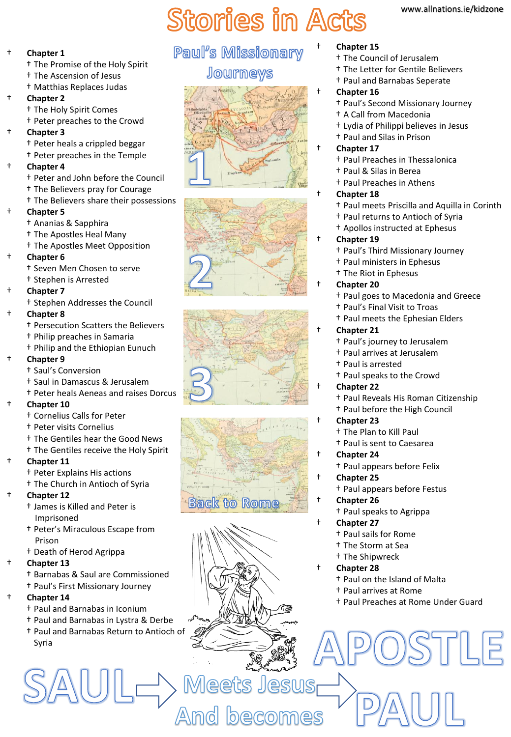# Stories in Acts

www.allnations.ie/kidzone

- **Chapter 1**
  - The Promise of the Holy Spirit
  - The Ascension of Jesus
  - Matthias Replaces Judas
- **Chapter 2**
  - The Holy Spirit Comes
  - Peter preaches to the Crowd
- **Chapter 3**
  - Peter heals a crippled beggar
  - Peter preaches in the Temple
- **Chapter 4**
  - Peter and John before the Council
  - The Believers pray for Courage
  - The Believers share their possessions
- **Chapter 5**
  - Ananias & Sapphira
  - The Apostles Heal Many
  - The Apostles Meet Opposition
- **Chapter 6**
  - Seven Men Chosen to serve
  - Stephen is Arrested
- **Chapter 7**
  - Stephen Addresses the Council
- **Chapter 8**
  - Persecution Scatters the Believers
  - Philip preaches in Samaria
  - Philip and the Ethiopian Eunuch
- **Chapter 9**
  - Saul's Conversion
  - Saul in Damascus & Jerusalem
  - Peter heals Aeneas and raises Dorcus
- **Chapter 10**
  - Cornelius Calls for Peter
  - Peter visits Cornelius
  - The Gentiles hear the Good News
  - The Gentiles receive the Holy Spirit
- **Chapter 11**
  - Peter Explains His actions
  - The Church in Antioch of Syria
- **Chapter 12**
  - James is Killed and Peter is Imprisoned
  - Peter's Miraculous Escape from Prison
  - Death of Herod Agrippa
- **Chapter 13**
  - Barnabas & Saul are Commissioned
  - Paul's First Missionary Journey
- **Chapter 14**
  - Paul and Barnabas in Iconium
  - Paul and Barnabas in Lystra & Derbe
  - Paul and Barnabas Return to Antioch of Syria

## Paul's Missionary Journeys

1

2

3

Back to Rome

- **Chapter 15**
  - The Council of Jerusalem
  - The Letter for Gentile Believers
  - Paul and Barnabas Seperate
- **Chapter 16**
  - Paul's Second Missionary Journey
  - A Call from Macedonia
  - Lydia of Philippi believes in Jesus
  - Paul and Silas in Prison
- **Chapter 17**
  - Paul Preaches in Thessalonica
  - Paul & Silas in Berea
  - Paul Preaches in Athens
- **Chapter 18**
  - Paul meets Priscilla and Aquilla in Corinth
  - Paul returns to Antioch of Syria
  - Apollos instructed at Ephesus
- **Chapter 19**
  - Paul's Third Missionary Journey
  - Paul ministers in Ephesus
  - The Riot in Ephesus
- **Chapter 20**
  - Paul goes to Macedonia and Greece
  - Paul's Final Visit to Troas
  - Paul meets the Ephesian Elders
- **Chapter 21**
  - Paul's journey to Jerusalem
  - Paul arrives at Jerusalem
  - Paul is arrested
  - Paul speaks to the Crowd
- **Chapter 22**
  - Paul Reveals His Roman Citizenship
  - Paul before the High Council
- **Chapter 23**
  - The Plan to Kill Paul
  - Paul is sent to Caesarea
- **Chapter 24**
  - Paul appears before Felix
- **Chapter 25**
  - Paul appears before Festus
- **Chapter 26**
  - Paul speaks to Agrippa
- **Chapter 27**
  - Paul sails for Rome
  - The Storm at Sea
  - The Shipwreck
- **Chapter 28**
  - Paul on the Island of Malta
  - Paul arrives at Rome
  - Paul Preaches at Rome Under Guard

SAUL → Meets Jesus And becomes → APOSTLE PAUL